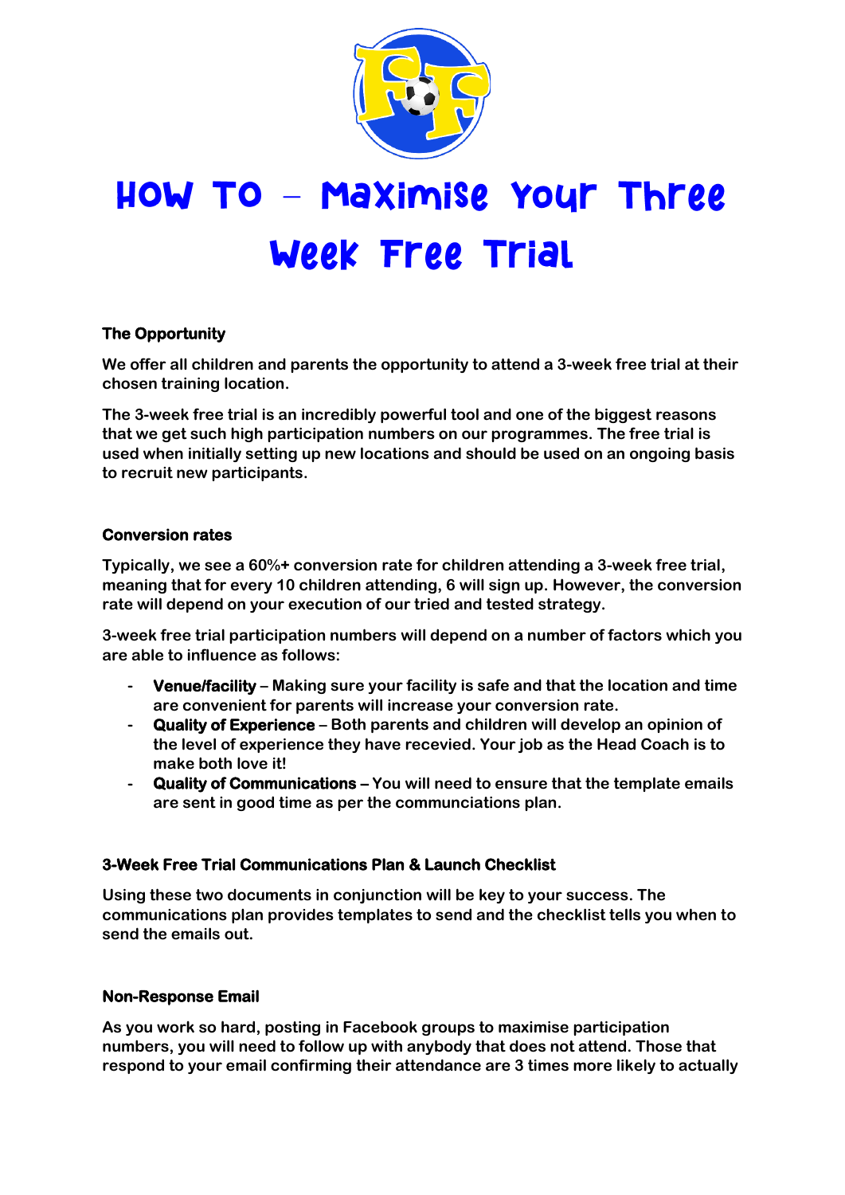# How To – Maximise Your Three Week Free Trial

**The Opportunity**

**We offer all children and parents the opportunity to attend a 3-week free trial at their chosen training location.**

**The 3-week free trial is an incredibly powerful tool and one of the biggest reasons that we get such high participation numbers on our programmes. The free trial is used when initially setting up new locations and should be used on an ongoing basis to recruit new participants.**

**Conversion rates**

**Typically, we see a 60%+ conversion rate for children attending a 3-week free trial, meaning that for every 10 children attending, 6 will sign up. However, the conversion rate will depend on your execution of our tried and tested strategy.**

**3-week free trial participation numbers will depend on a number of factors which you are able to influence as follows:**

- **Venue/facility – Making sure your facility is safe and that the location and time are convenient for parents will increase your conversion rate.**
- **Quality of Experience – Both parents and children will develop an opinion of the level of experience they have recevied. Your job as the Head Coach is to make both love it!**
- **Quality of Communications – You will need to ensure that the template emails are sent in good time as per the communciations plan.**

**3-Week Free Trial Communications Plan & Launch Checklist**

**Using these two documents in conjunction will be key to your success. The communications plan provides templates to send and the checklist tells you when to send the emails out.**

**Non-Response Email**

**As you work so hard, posting in Facebook groups to maximise participation numbers, you will need to follow up with anybody that does not attend. Those that respond to your email confirming their attendance are 3 times more likely to actually**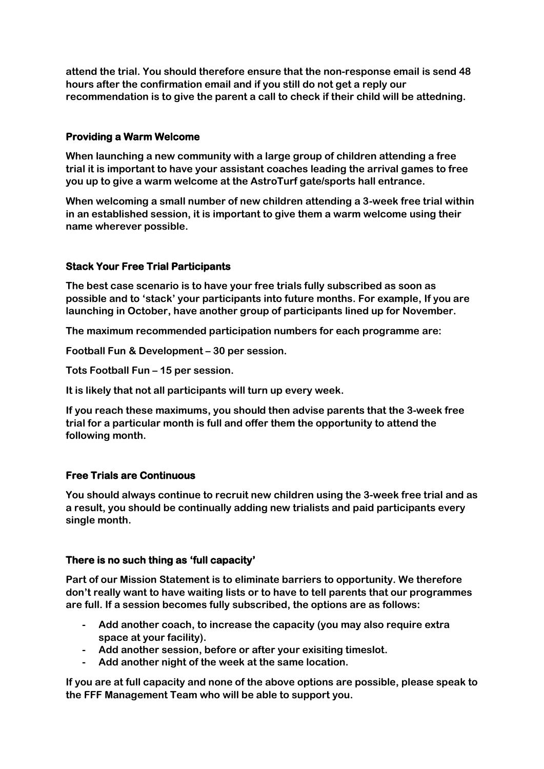**attend the trial. You should therefore ensure that the non-response email is send 48 hours after the confirmation email and if you still do not get a reply our recommendation is to give the parent a call to check if their child will be attedning.**

### Providing a Warm Welcome

**When launching a new community with a large group of children attending a free trial it is important to have your assistant coaches leading the arrival games to free you up to give a warm welcome at the AstroTurf gate/sports hall entrance.**

**When welcoming a small number of new children attending a 3-week free trial within in an established session, it is important to give them a warm welcome using their name wherever possible.**

### Stack Your Free Trial Participants

**The best case scenario is to have your free trials fully subscribed as soon as possible and to 'stack' your participants into future months. For example, If you are launching in October, have another group of participants lined up for November.**

**The maximum recommended participation numbers for each programme are:**

**Football Fun & Development – 30 per session.**

**Tots Football Fun – 15 per session.**

**It is likely that not all participants will turn up every week.**

**If you reach these maximums, you should then advise parents that the 3-week free trial for a particular month is full and offer them the opportunity to attend the following month.**

### Free Trials are Continuous

**You should always continue to recruit new children using the 3-week free trial and as a result, you should be continually adding new trialists and paid participants every single month.**

### There is no such thing as 'full capacity'

**Part of our Mission Statement is to eliminate barriers to opportunity. We therefore don't really want to have waiting lists or to have to tell parents that our programmes are full. If a session becomes fully subscribed, the options are as follows:**

- **Add another coach, to increase the capacity (you may also require extra space at your facility).**
- **Add another session, before or after your exisiting timeslot.**
- **Add another night of the week at the same location.**

**If you are at full capacity and none of the above options are possible, please speak to the FFF Management Team who will be able to support you.**